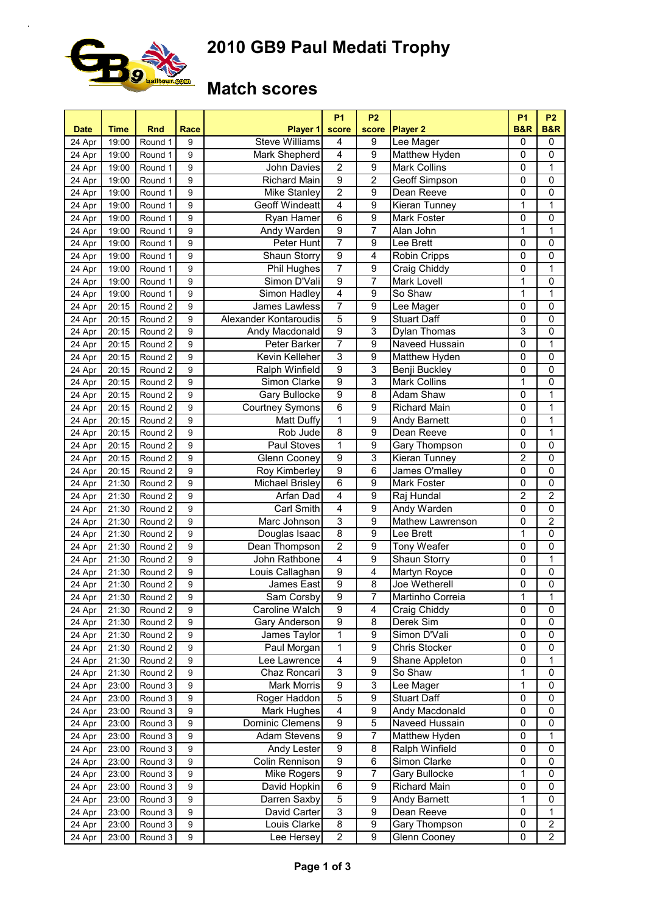# 2010 GB9 Paul Medati Trophy

## Match scores

| Date | Time | Rnd | Race | Player 1 | P1 score | P2 score | Player 2 | P1 B&R | P2 B&R |
|---|---|---|---|---|---|---|---|---|---|
| 24 Apr | 19:00 | Round 1 | 9 | Steve Williams | 4 | 9 | Lee Mager | 0 | 0 |
| 24 Apr | 19:00 | Round 1 | 9 | Mark Shepherd | 4 | 9 | Matthew Hyden | 0 | 0 |
| 24 Apr | 19:00 | Round 1 | 9 | John Davies | 2 | 9 | Mark Collins | 0 | 1 |
| 24 Apr | 19:00 | Round 1 | 9 | Richard Main | 9 | 2 | Geoff Simpson | 0 | 0 |
| 24 Apr | 19:00 | Round 1 | 9 | Mike Stanley | 2 | 9 | Dean Reeve | 0 | 0 |
| 24 Apr | 19:00 | Round 1 | 9 | Geoff Windeatt | 4 | 9 | Kieran Tunney | 1 | 1 |
| 24 Apr | 19:00 | Round 1 | 9 | Ryan Hamer | 6 | 9 | Mark Foster | 0 | 0 |
| 24 Apr | 19:00 | Round 1 | 9 | Andy Warden | 9 | 7 | Alan John | 1 | 1 |
| 24 Apr | 19:00 | Round 1 | 9 | Peter Hunt | 7 | 9 | Lee Brett | 0 | 0 |
| 24 Apr | 19:00 | Round 1 | 9 | Shaun Storry | 9 | 4 | Robin Cripps | 0 | 0 |
| 24 Apr | 19:00 | Round 1 | 9 | Phil Hughes | 7 | 9 | Craig Chiddy | 0 | 1 |
| 24 Apr | 19:00 | Round 1 | 9 | Simon D'Vali | 9 | 7 | Mark Lovell | 1 | 0 |
| 24 Apr | 19:00 | Round 1 | 9 | Simon Hadley | 4 | 9 | So Shaw | 1 | 1 |
| 24 Apr | 20:15 | Round 2 | 9 | James Lawless | 7 | 9 | Lee Mager | 0 | 0 |
| 24 Apr | 20:15 | Round 2 | 9 | Alexander Kontaroudis | 5 | 9 | Stuart Daff | 0 | 0 |
| 24 Apr | 20:15 | Round 2 | 9 | Andy Macdonald | 9 | 3 | Dylan Thomas | 3 | 0 |
| 24 Apr | 20:15 | Round 2 | 9 | Peter Barker | 7 | 9 | Naveed Hussain | 0 | 1 |
| 24 Apr | 20:15 | Round 2 | 9 | Kevin Kelleher | 3 | 9 | Matthew Hyden | 0 | 0 |
| 24 Apr | 20:15 | Round 2 | 9 | Ralph Winfield | 9 | 3 | Benji Buckley | 0 | 0 |
| 24 Apr | 20:15 | Round 2 | 9 | Simon Clarke | 9 | 3 | Mark Collins | 1 | 0 |
| 24 Apr | 20:15 | Round 2 | 9 | Gary Bullocke | 9 | 8 | Adam Shaw | 0 | 1 |
| 24 Apr | 20:15 | Round 2 | 9 | Courtney Symons | 6 | 9 | Richard Main | 0 | 1 |
| 24 Apr | 20:15 | Round 2 | 9 | Matt Duffy | 1 | 9 | Andy Barnett | 0 | 1 |
| 24 Apr | 20:15 | Round 2 | 9 | Rob Jude | 8 | 9 | Dean Reeve | 0 | 1 |
| 24 Apr | 20:15 | Round 2 | 9 | Paul Stoves | 1 | 9 | Gary Thompson | 0 | 0 |
| 24 Apr | 20:15 | Round 2 | 9 | Glenn Cooney | 9 | 3 | Kieran Tunney | 2 | 0 |
| 24 Apr | 20:15 | Round 2 | 9 | Roy Kimberley | 9 | 6 | James O'malley | 0 | 0 |
| 24 Apr | 21:30 | Round 2 | 9 | Michael Brisley | 6 | 9 | Mark Foster | 0 | 0 |
| 24 Apr | 21:30 | Round 2 | 9 | Arfan Dad | 4 | 9 | Raj Hundal | 2 | 2 |
| 24 Apr | 21:30 | Round 2 | 9 | Carl Smith | 4 | 9 | Andy Warden | 0 | 0 |
| 24 Apr | 21:30 | Round 2 | 9 | Marc Johnson | 3 | 9 | Mathew Lawrenson | 0 | 2 |
| 24 Apr | 21:30 | Round 2 | 9 | Douglas Isaac | 8 | 9 | Lee Brett | 1 | 0 |
| 24 Apr | 21:30 | Round 2 | 9 | Dean Thompson | 2 | 9 | Tony Weafer | 0 | 0 |
| 24 Apr | 21:30 | Round 2 | 9 | John Rathbone | 4 | 9 | Shaun Storry | 0 | 1 |
| 24 Apr | 21:30 | Round 2 | 9 | Louis Callaghan | 9 | 4 | Martyn Royce | 0 | 0 |
| 24 Apr | 21:30 | Round 2 | 9 | James East | 9 | 8 | Joe Wetherell | 0 | 0 |
| 24 Apr | 21:30 | Round 2 | 9 | Sam Corsby | 9 | 7 | Martinho Correia | 1 | 1 |
| 24 Apr | 21:30 | Round 2 | 9 | Caroline Walch | 9 | 4 | Craig Chiddy | 0 | 0 |
| 24 Apr | 21:30 | Round 2 | 9 | Gary Anderson | 9 | 8 | Derek Sim | 0 | 0 |
| 24 Apr | 21:30 | Round 2 | 9 | James Taylor | 1 | 9 | Simon D'Vali | 0 | 0 |
| 24 Apr | 21:30 | Round 2 | 9 | Paul Morgan | 1 | 9 | Chris Stocker | 0 | 0 |
| 24 Apr | 21:30 | Round 2 | 9 | Lee Lawrence | 4 | 9 | Shane Appleton | 0 | 1 |
| 24 Apr | 21:30 | Round 2 | 9 | Chaz Roncari | 3 | 9 | So Shaw | 1 | 0 |
| 24 Apr | 23:00 | Round 3 | 9 | Mark Morris | 9 | 3 | Lee Mager | 1 | 0 |
| 24 Apr | 23:00 | Round 3 | 9 | Roger Haddon | 5 | 9 | Stuart Daff | 0 | 0 |
| 24 Apr | 23:00 | Round 3 | 9 | Mark Hughes | 4 | 9 | Andy Macdonald | 0 | 0 |
| 24 Apr | 23:00 | Round 3 | 9 | Dominic Clemens | 9 | 5 | Naveed Hussain | 0 | 0 |
| 24 Apr | 23:00 | Round 3 | 9 | Adam Stevens | 9 | 7 | Matthew Hyden | 0 | 1 |
| 24 Apr | 23:00 | Round 3 | 9 | Andy Lester | 9 | 8 | Ralph Winfield | 0 | 0 |
| 24 Apr | 23:00 | Round 3 | 9 | Colin Rennison | 9 | 6 | Simon Clarke | 0 | 0 |
| 24 Apr | 23:00 | Round 3 | 9 | Mike Rogers | 9 | 7 | Gary Bullocke | 1 | 0 |
| 24 Apr | 23:00 | Round 3 | 9 | David Hopkin | 6 | 9 | Richard Main | 0 | 0 |
| 24 Apr | 23:00 | Round 3 | 9 | Darren Saxby | 5 | 9 | Andy Barnett | 1 | 0 |
| 24 Apr | 23:00 | Round 3 | 9 | David Carter | 3 | 9 | Dean Reeve | 0 | 1 |
| 24 Apr | 23:00 | Round 3 | 9 | Louis Clarke | 8 | 9 | Gary Thompson | 0 | 2 |
| 24 Apr | 23:00 | Round 3 | 9 | Lee Hersey | 2 | 9 | Glenn Cooney | 0 | 2 |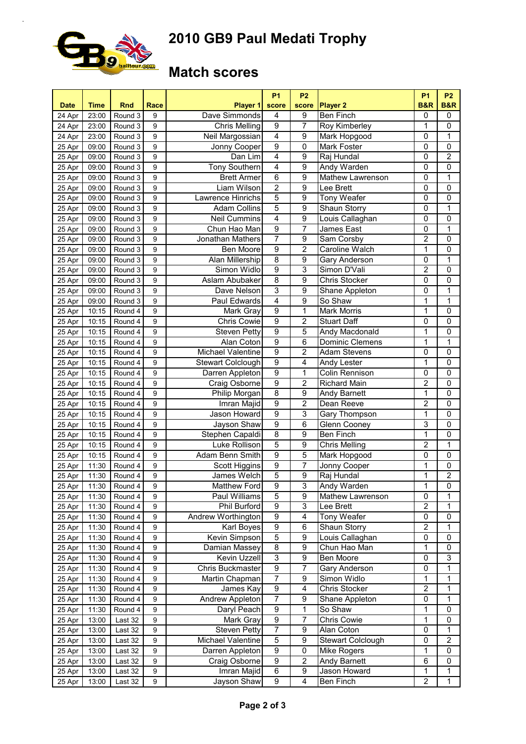# 2010 GB9 Paul Medati Trophy

## Match scores

| Date | Time | Rnd | Race | Player 1 | P1 score | P2 score | Player 2 | P1 B&R | P2 B&R |
|---|---|---|---|---|---|---|---|---|---|
| 24 Apr | 23:00 | Round 3 | 9 | Dave Simmonds | 4 | 9 | Ben Finch | 0 | 0 |
| 24 Apr | 23:00 | Round 3 | 9 | Chris Melling | 9 | 7 | Roy Kimberley | 1 | 0 |
| 24 Apr | 23:00 | Round 3 | 9 | Neil Margossian | 4 | 9 | Mark Hopgood | 0 | 1 |
| 25 Apr | 09:00 | Round 3 | 9 | Jonny Cooper | 9 | 0 | Mark Foster | 0 | 0 |
| 25 Apr | 09:00 | Round 3 | 9 | Dan Lim | 4 | 9 | Raj Hundal | 0 | 2 |
| 25 Apr | 09:00 | Round 3 | 9 | Tony Southern | 4 | 9 | Andy Warden | 0 | 0 |
| 25 Apr | 09:00 | Round 3 | 9 | Brett Armer | 6 | 9 | Mathew Lawrenson | 0 | 1 |
| 25 Apr | 09:00 | Round 3 | 9 | Liam Wilson | 2 | 9 | Lee Brett | 0 | 0 |
| 25 Apr | 09:00 | Round 3 | 9 | Lawrence Hinrichs | 5 | 9 | Tony Weafer | 0 | 0 |
| 25 Apr | 09:00 | Round 3 | 9 | Adam Collins | 5 | 9 | Shaun Storry | 0 | 1 |
| 25 Apr | 09:00 | Round 3 | 9 | Neil Cummins | 4 | 9 | Louis Callaghan | 0 | 0 |
| 25 Apr | 09:00 | Round 3 | 9 | Chun Hao Man | 9 | 7 | James East | 0 | 1 |
| 25 Apr | 09:00 | Round 3 | 9 | Jonathan Mathers | 7 | 9 | Sam Corsby | 2 | 0 |
| 25 Apr | 09:00 | Round 3 | 9 | Ben Moore | 9 | 2 | Caroline Walch | 1 | 0 |
| 25 Apr | 09:00 | Round 3 | 9 | Alan Millership | 8 | 9 | Gary Anderson | 0 | 1 |
| 25 Apr | 09:00 | Round 3 | 9 | Simon Widlo | 9 | 3 | Simon D'Vali | 2 | 0 |
| 25 Apr | 09:00 | Round 3 | 9 | Aslam Abubaker | 8 | 9 | Chris Stocker | 0 | 0 |
| 25 Apr | 09:00 | Round 3 | 9 | Dave Nelson | 3 | 9 | Shane Appleton | 0 | 1 |
| 25 Apr | 09:00 | Round 3 | 9 | Paul Edwards | 4 | 9 | So Shaw | 1 | 1 |
| 25 Apr | 10:15 | Round 4 | 9 | Mark Gray | 9 | 1 | Mark Morris | 1 | 0 |
| 25 Apr | 10:15 | Round 4 | 9 | Chris Cowie | 9 | 2 | Stuart Daff | 0 | 0 |
| 25 Apr | 10:15 | Round 4 | 9 | Steven Petty | 9 | 5 | Andy Macdonald | 1 | 0 |
| 25 Apr | 10:15 | Round 4 | 9 | Alan Coton | 9 | 6 | Dominic Clemens | 1 | 1 |
| 25 Apr | 10:15 | Round 4 | 9 | Michael Valentine | 9 | 2 | Adam Stevens | 0 | 0 |
| 25 Apr | 10:15 | Round 4 | 9 | Stewart Colclough | 9 | 4 | Andy Lester | 1 | 0 |
| 25 Apr | 10:15 | Round 4 | 9 | Darren Appleton | 9 | 1 | Colin Rennison | 0 | 0 |
| 25 Apr | 10:15 | Round 4 | 9 | Craig Osborne | 9 | 2 | Richard Main | 2 | 0 |
| 25 Apr | 10:15 | Round 4 | 9 | Philip Morgan | 8 | 9 | Andy Barnett | 1 | 0 |
| 25 Apr | 10:15 | Round 4 | 9 | Imran Majid | 9 | 2 | Dean Reeve | 2 | 0 |
| 25 Apr | 10:15 | Round 4 | 9 | Jason Howard | 9 | 3 | Gary Thompson | 1 | 0 |
| 25 Apr | 10:15 | Round 4 | 9 | Jayson Shaw | 9 | 6 | Glenn Cooney | 3 | 0 |
| 25 Apr | 10:15 | Round 4 | 9 | Stephen Capaldi | 8 | 9 | Ben Finch | 1 | 0 |
| 25 Apr | 10:15 | Round 4 | 9 | Luke Rollison | 5 | 9 | Chris Melling | 2 | 1 |
| 25 Apr | 10:15 | Round 4 | 9 | Adam Benn Smith | 9 | 5 | Mark Hopgood | 0 | 0 |
| 25 Apr | 11:30 | Round 4 | 9 | Scott Higgins | 9 | 7 | Jonny Cooper | 1 | 0 |
| 25 Apr | 11:30 | Round 4 | 9 | James Welch | 5 | 9 | Raj Hundal | 1 | 2 |
| 25 Apr | 11:30 | Round 4 | 9 | Matthew Ford | 9 | 3 | Andy Warden | 1 | 0 |
| 25 Apr | 11:30 | Round 4 | 9 | Paul Williams | 5 | 9 | Mathew Lawrenson | 0 | 1 |
| 25 Apr | 11:30 | Round 4 | 9 | Phil Burford | 9 | 3 | Lee Brett | 2 | 1 |
| 25 Apr | 11:30 | Round 4 | 9 | Andrew Worthington | 9 | 4 | Tony Weafer | 0 | 0 |
| 25 Apr | 11:30 | Round 4 | 9 | Karl Boyes | 9 | 6 | Shaun Storry | 2 | 1 |
| 25 Apr | 11:30 | Round 4 | 9 | Kevin Simpson | 5 | 9 | Louis Callaghan | 0 | 0 |
| 25 Apr | 11:30 | Round 4 | 9 | Damian Massey | 8 | 9 | Chun Hao Man | 1 | 0 |
| 25 Apr | 11:30 | Round 4 | 9 | Kevin Uzzell | 3 | 9 | Ben Moore | 0 | 3 |
| 25 Apr | 11:30 | Round 4 | 9 | Chris Buckmaster | 9 | 7 | Gary Anderson | 0 | 1 |
| 25 Apr | 11:30 | Round 4 | 9 | Martin Chapman | 7 | 9 | Simon Widlo | 1 | 1 |
| 25 Apr | 11:30 | Round 4 | 9 | James Kay | 9 | 4 | Chris Stocker | 2 | 1 |
| 25 Apr | 11:30 | Round 4 | 9 | Andrew Appleton | 7 | 9 | Shane Appleton | 0 | 1 |
| 25 Apr | 11:30 | Round 4 | 9 | Daryl Peach | 9 | 1 | So Shaw | 1 | 0 |
| 25 Apr | 13:00 | Last 32 | 9 | Mark Gray | 9 | 7 | Chris Cowie | 1 | 0 |
| 25 Apr | 13:00 | Last 32 | 9 | Steven Petty | 7 | 9 | Alan Coton | 0 | 1 |
| 25 Apr | 13:00 | Last 32 | 9 | Michael Valentine | 5 | 9 | Stewart Colclough | 0 | 2 |
| 25 Apr | 13:00 | Last 32 | 9 | Darren Appleton | 9 | 0 | Mike Rogers | 1 | 0 |
| 25 Apr | 13:00 | Last 32 | 9 | Craig Osborne | 9 | 2 | Andy Barnett | 6 | 0 |
| 25 Apr | 13:00 | Last 32 | 9 | Imran Majid | 6 | 9 | Jason Howard | 1 | 1 |
| 25 Apr | 13:00 | Last 32 | 9 | Jayson Shaw | 9 | 4 | Ben Finch | 2 | 1 |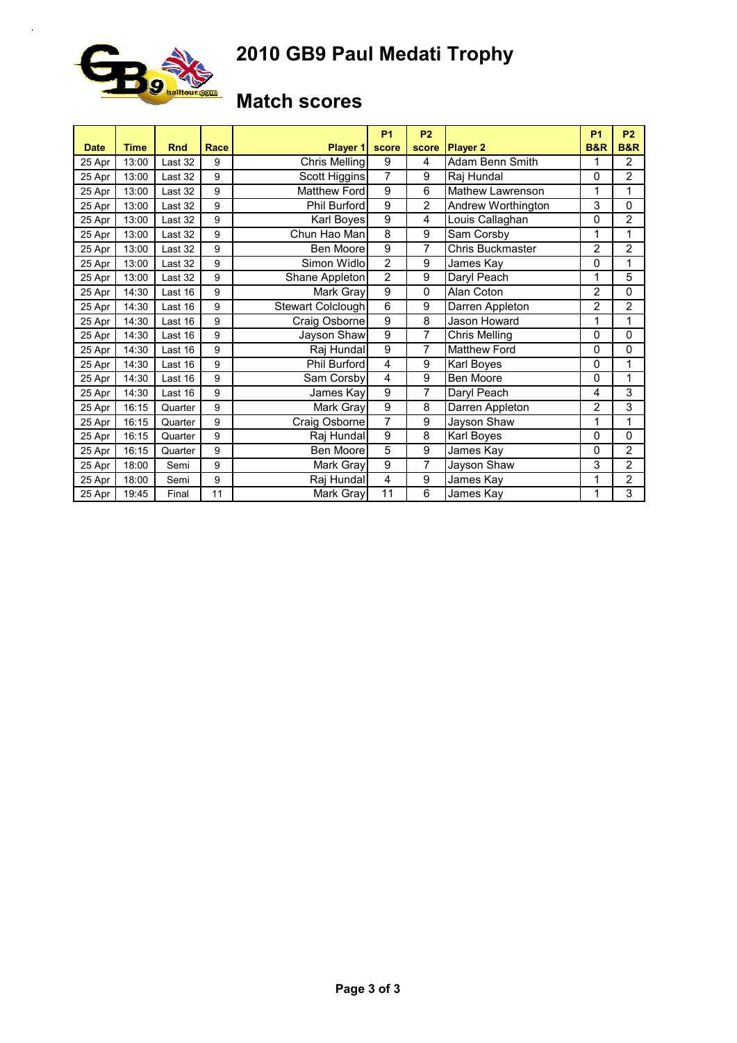# 2010 GB9 Paul Medati Trophy

## Match scores

| Date | Time | Rnd | Race | Player 1 | P1 score | P2 score | Player 2 | P1 B&R | P2 B&R |
|---|---|---|---|---|---|---|---|---|---|
| 25 Apr | 13:00 | Last 32 | 9 | Chris Melling | 9 | 4 | Adam Benn Smith | 1 | 2 |
| 25 Apr | 13:00 | Last 32 | 9 | Scott Higgins | 7 | 9 | Raj Hundal | 0 | 2 |
| 25 Apr | 13:00 | Last 32 | 9 | Matthew Ford | 9 | 6 | Mathew Lawrenson | 1 | 1 |
| 25 Apr | 13:00 | Last 32 | 9 | Phil Burford | 9 | 2 | Andrew Worthington | 3 | 0 |
| 25 Apr | 13:00 | Last 32 | 9 | Karl Boyes | 9 | 4 | Louis Callaghan | 0 | 2 |
| 25 Apr | 13:00 | Last 32 | 9 | Chun Hao Man | 8 | 9 | Sam Corsby | 1 | 1 |
| 25 Apr | 13:00 | Last 32 | 9 | Ben Moore | 9 | 7 | Chris Buckmaster | 2 | 2 |
| 25 Apr | 13:00 | Last 32 | 9 | Simon Widlo | 2 | 9 | James Kay | 0 | 1 |
| 25 Apr | 13:00 | Last 32 | 9 | Shane Appleton | 2 | 9 | Daryl Peach | 1 | 5 |
| 25 Apr | 14:30 | Last 16 | 9 | Mark Gray | 9 | 0 | Alan Coton | 2 | 0 |
| 25 Apr | 14:30 | Last 16 | 9 | Stewart Colclough | 6 | 9 | Darren Appleton | 2 | 2 |
| 25 Apr | 14:30 | Last 16 | 9 | Craig Osborne | 9 | 8 | Jason Howard | 1 | 1 |
| 25 Apr | 14:30 | Last 16 | 9 | Jayson Shaw | 9 | 7 | Chris Melling | 0 | 0 |
| 25 Apr | 14:30 | Last 16 | 9 | Raj Hundal | 9 | 7 | Matthew Ford | 0 | 0 |
| 25 Apr | 14:30 | Last 16 | 9 | Phil Burford | 4 | 9 | Karl Boyes | 0 | 1 |
| 25 Apr | 14:30 | Last 16 | 9 | Sam Corsby | 4 | 9 | Ben Moore | 0 | 1 |
| 25 Apr | 14:30 | Last 16 | 9 | James Kay | 9 | 7 | Daryl Peach | 4 | 3 |
| 25 Apr | 16:15 | Quarter | 9 | Mark Gray | 9 | 8 | Darren Appleton | 2 | 3 |
| 25 Apr | 16:15 | Quarter | 9 | Craig Osborne | 7 | 9 | Jayson Shaw | 1 | 1 |
| 25 Apr | 16:15 | Quarter | 9 | Raj Hundal | 9 | 8 | Karl Boyes | 0 | 0 |
| 25 Apr | 16:15 | Quarter | 9 | Ben Moore | 5 | 9 | James Kay | 0 | 2 |
| 25 Apr | 18:00 | Semi | 9 | Mark Gray | 9 | 7 | Jayson Shaw | 3 | 2 |
| 25 Apr | 18:00 | Semi | 9 | Raj Hundal | 4 | 9 | James Kay | 1 | 2 |
| 25 Apr | 19:45 | Final | 11 | Mark Gray | 11 | 6 | James Kay | 1 | 3 |